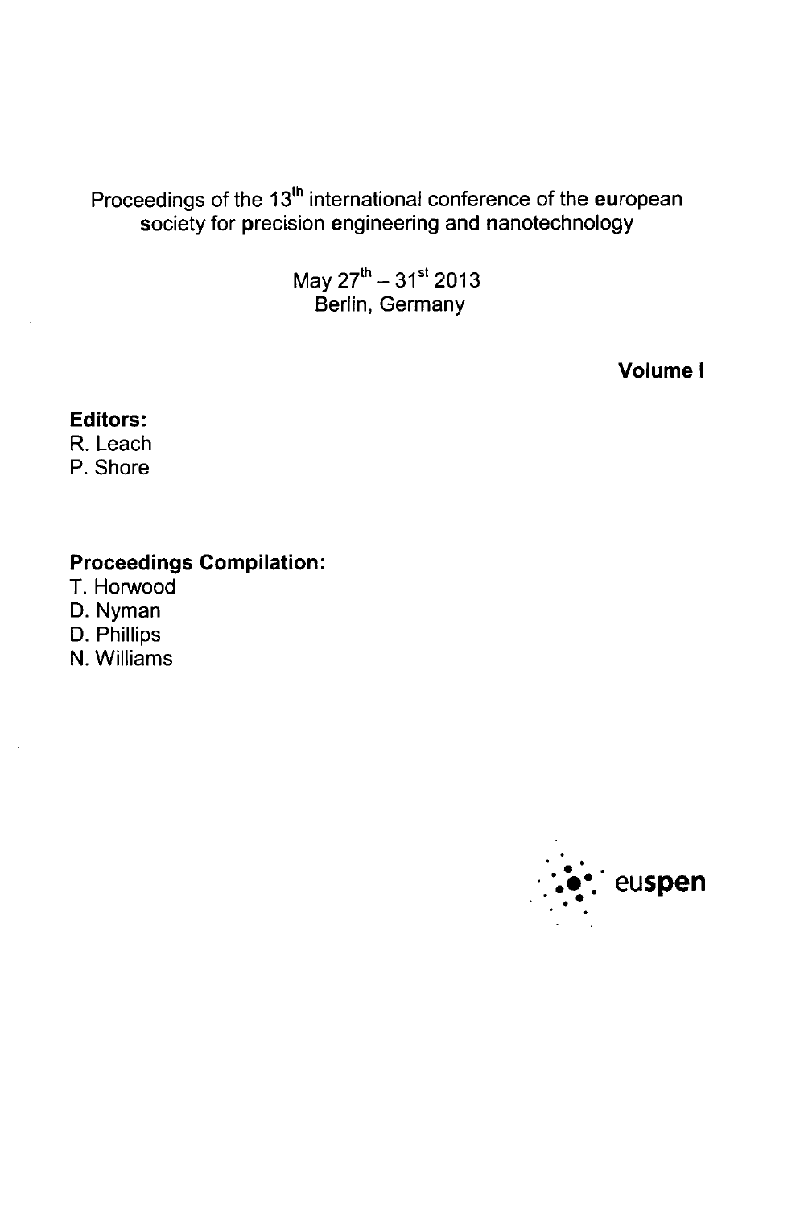Proceedings of the 13th international conference of the **eu**ropean **s**ociety for **p**recision **e**ngineering and **n**anotechnology

May 27th – 31st 2013
Berlin, Germany

**Volume I**

**Editors:**
R. Leach
P. Shore

**Proceedings Compilation:**
T. Horwood
D. Nyman
D. Phillips
N. Williams

euspen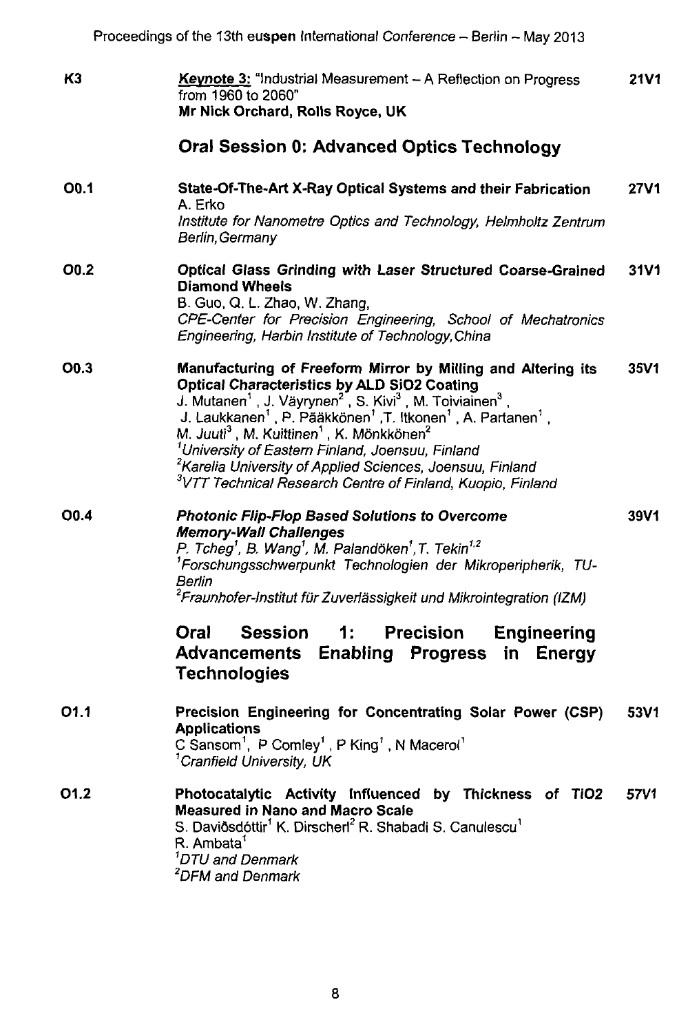**K3** — <u>Keynote 3:</u> "Industrial Measurement – A Reflection on Progress from 1960 to 2060" — **21V1**
**Mr Nick Orchard, Rolls Royce, UK**

## Oral Session 0: Advanced Optics Technology

**O0.1** — **State-Of-The-Art X-Ray Optical Systems and their Fabrication** — **27V1**
A. Erko
*Institute for Nanometre Optics and Technology, Helmholtz Zentrum Berlin, Germany*

**O0.2** — **Optical Glass Grinding with Laser Structured Coarse-Grained Diamond Wheels** — **31V1**
B. Guo, Q. L. Zhao, W. Zhang,
*CPE-Center for Precision Engineering, School of Mechatronics Engineering, Harbin Institute of Technology, China*

**O0.3** — **Manufacturing of Freeform Mirror by Milling and Altering its Optical Characteristics by ALD SiO2 Coating** — **35V1**
J. Mutanen[1], J. Väyrynen[2], S. Kivi[3], M. Toiviainen[3], J. Laukkanen[1], P. Pääkkönen[1], T. Itkonen[1], A. Partanen[1], M. Juuti[3], M. Kuittinen[1], K. Mönkkönen[2]
[1]*University of Eastern Finland, Joensuu, Finland*
[2]*Karelia University of Applied Sciences, Joensuu, Finland*
[3]*VTT Technical Research Centre of Finland, Kuopio, Finland*

**O0.4** — ***Photonic Flip-Flop Based Solutions to Overcome Memory-Wall Challenges*** — **39V1**
*P. Tcheg[1], B. Wang[1], M. Palandöken[1], T. Tekin[1,2]*
[1]*Forschungsschwerpunkt Technologien der Mikroperipherik, TU-Berlin*
[2]*Fraunhofer-Institut für Zuverlässigkeit und Mikrointegration (IZM)*

## Oral Session 1: Precision Engineering Advancements Enabling Progress in Energy Technologies

**O1.1** — **Precision Engineering for Concentrating Solar Power (CSP) Applications** — **53V1**
C Sansom[1], P Comley[1], P King[1], N Macerol[1]
[1]*Cranfield University, UK*

**O1.2** — **Photocatalytic Activity Influenced by Thickness of TiO2 Measured in Nano and Macro Scale** — **57V1**
S. Daviðsdóttir[1] K. Dirscherl[2] R. Shabadi S. Canulescu[1] R. Ambata[1]
[1]*DTU and Denmark*
[2]*DFM and Denmark*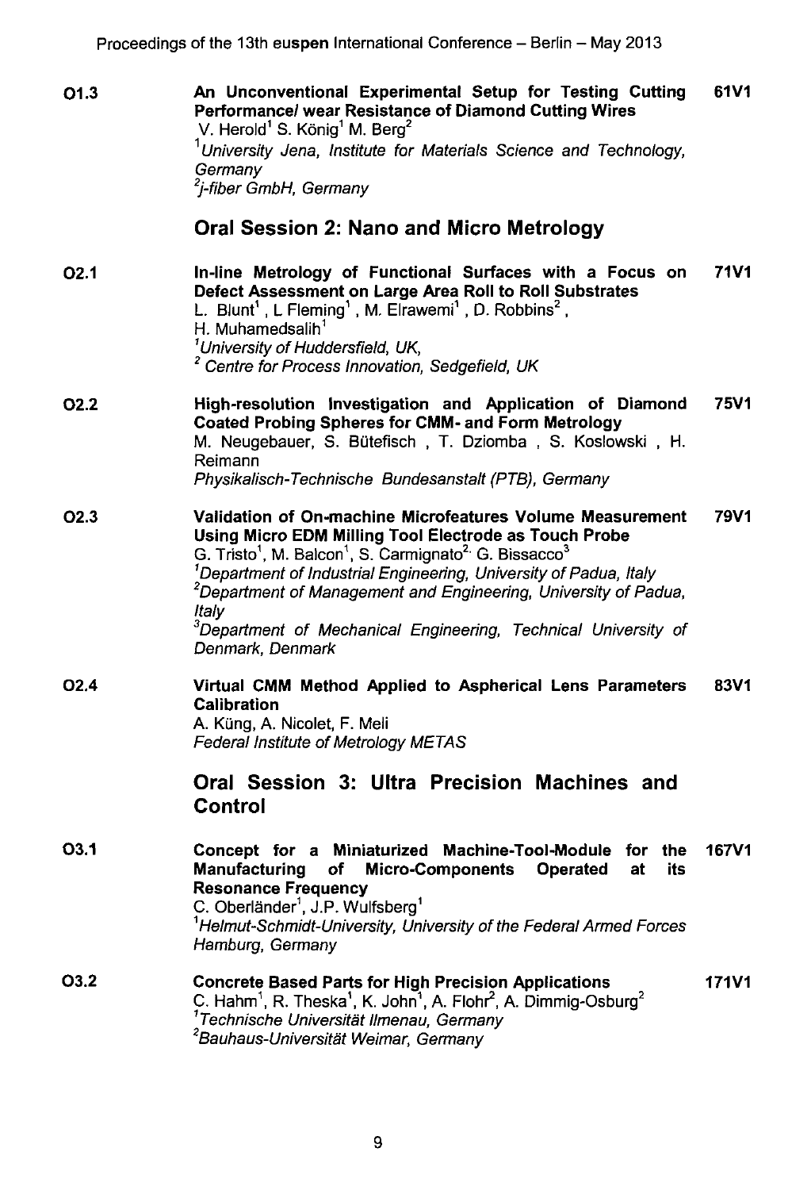**O1.3** **An Unconventional Experimental Setup for Testing Cutting Performance/ wear Resistance of Diamond Cutting Wires** **61V1**
V. Herold[1] S. König[1] M. Berg[2]
[1]*University Jena, Institute for Materials Science and Technology, Germany*
[2]*j-fiber GmbH, Germany*

## Oral Session 2: Nano and Micro Metrology

**O2.1** **In-line Metrology of Functional Surfaces with a Focus on Defect Assessment on Large Area Roll to Roll Substrates** **71V1**
L. Blunt[1], L Fleming[1], M. Elrawemi[1], D. Robbins[2], H. Muhamedsalih[1]
[1]*University of Huddersfield, UK,*
[2] *Centre for Process Innovation, Sedgefield, UK*

**O2.2** **High-resolution Investigation and Application of Diamond Coated Probing Spheres for CMM- and Form Metrology** **75V1**
M. Neugebauer, S. Bütefisch, T. Dziomba, S. Koslowski, H. Reimann
*Physikalisch-Technische Bundesanstalt (PTB), Germany*

**O2.3** **Validation of On-machine Microfeatures Volume Measurement Using Micro EDM Milling Tool Electrode as Touch Probe** **79V1**
G. Tristo[1], M. Balcon[1], S. Carmignato[2,] G. Bissacco[3]
[1]*Department of Industrial Engineering, University of Padua, Italy*
[2]*Department of Management and Engineering, University of Padua, Italy*
[3]*Department of Mechanical Engineering, Technical University of Denmark, Denmark*

**O2.4** **Virtual CMM Method Applied to Aspherical Lens Parameters Calibration** **83V1**
A. Küng, A. Nicolet, F. Meli
*Federal Institute of Metrology METAS*

## Oral Session 3: Ultra Precision Machines and Control

**O3.1** **Concept for a Miniaturized Machine-Tool-Module for the Manufacturing of Micro-Components Operated at its Resonance Frequency** **167V1**
C. Oberländer[1], J.P. Wulfsberg[1]
[1]*Helmut-Schmidt-University, University of the Federal Armed Forces Hamburg, Germany*

**O3.2** **Concrete Based Parts for High Precision Applications** **171V1**
C. Hahm[1], R. Theska[1], K. John[1], A. Flohr[2], A. Dimmig-Osburg[2]
[1]*Technische Universität Ilmenau, Germany*
[2]*Bauhaus-Universität Weimar, Germany*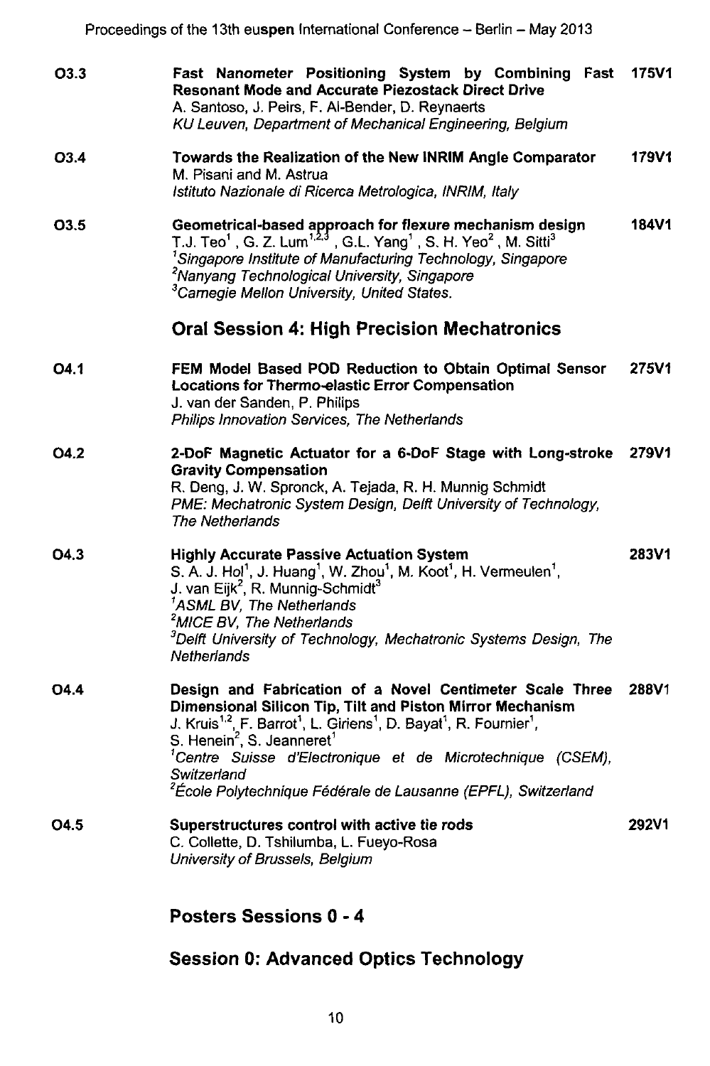| | | |
|---|---|---|
| O3.3 | **Fast Nanometer Positioning System by Combining Fast Resonant Mode and Accurate Piezostack Direct Drive**<br>A. Santoso, J. Peirs, F. Al-Bender, D. Reynaerts<br>*KU Leuven, Department of Mechanical Engineering, Belgium* | **175V1** |
| O3.4 | **Towards the Realization of the New INRIM Angle Comparator**<br>M. Pisani and M. Astrua<br>*Istituto Nazionale di Ricerca Metrologica, INRIM, Italy* | **179V1** |
| O3.5 | **Geometrical-based approach for flexure mechanism design**<br>T.J. Teo[1], G. Z. Lum[1,2,3], G.L. Yang[1], S. H. Yeo[2], M. Sitti[3]<br>[1]*Singapore Institute of Manufacturing Technology, Singapore*<br>[2]*Nanyang Technological University, Singapore*<br>[3]*Carnegie Mellon University, United States.* | **184V1** |

## Oral Session 4: High Precision Mechatronics

| | | |
|---|---|---|
| O4.1 | **FEM Model Based POD Reduction to Obtain Optimal Sensor Locations for Thermo-elastic Error Compensation**<br>J. van der Sanden, P. Philips<br>*Philips Innovation Services, The Netherlands* | **275V1** |
| O4.2 | **2-DoF Magnetic Actuator for a 6-DoF Stage with Long-stroke Gravity Compensation**<br>R. Deng, J. W. Spronck, A. Tejada, R. H. Munnig Schmidt<br>*PME: Mechatronic System Design, Delft University of Technology, The Netherlands* | **279V1** |
| O4.3 | **Highly Accurate Passive Actuation System**<br>S. A. J. Hol[1], J. Huang[1], W. Zhou[1], M. Koot[1], H. Vermeulen[1], J. van Eijk[2], R. Munnig-Schmidt[3]<br>[1]*ASML BV, The Netherlands*<br>[2]*MICE BV, The Netherlands*<br>[3]*Delft University of Technology, Mechatronic Systems Design, The Netherlands* | **283V1** |
| O4.4 | **Design and Fabrication of a Novel Centimeter Scale Three Dimensional Silicon Tip, Tilt and Piston Mirror Mechanism**<br>J. Kruis[1,2], F. Barrot[1], L. Giriens[1], D. Bayat[1], R. Fournier[1], S. Henein[2], S. Jeanneret[1]<br>[1]*Centre Suisse d'Electronique et de Microtechnique (CSEM), Switzerland*<br>[2]*École Polytechnique Fédérale de Lausanne (EPFL), Switzerland* | **288V1** |
| O4.5 | **Superstructures control with active tie rods**<br>C. Collette, D. Tshilumba, L. Fueyo-Rosa<br>*University of Brussels, Belgium* | **292V1** |

## Posters Sessions 0 - 4

## Session 0: Advanced Optics Technology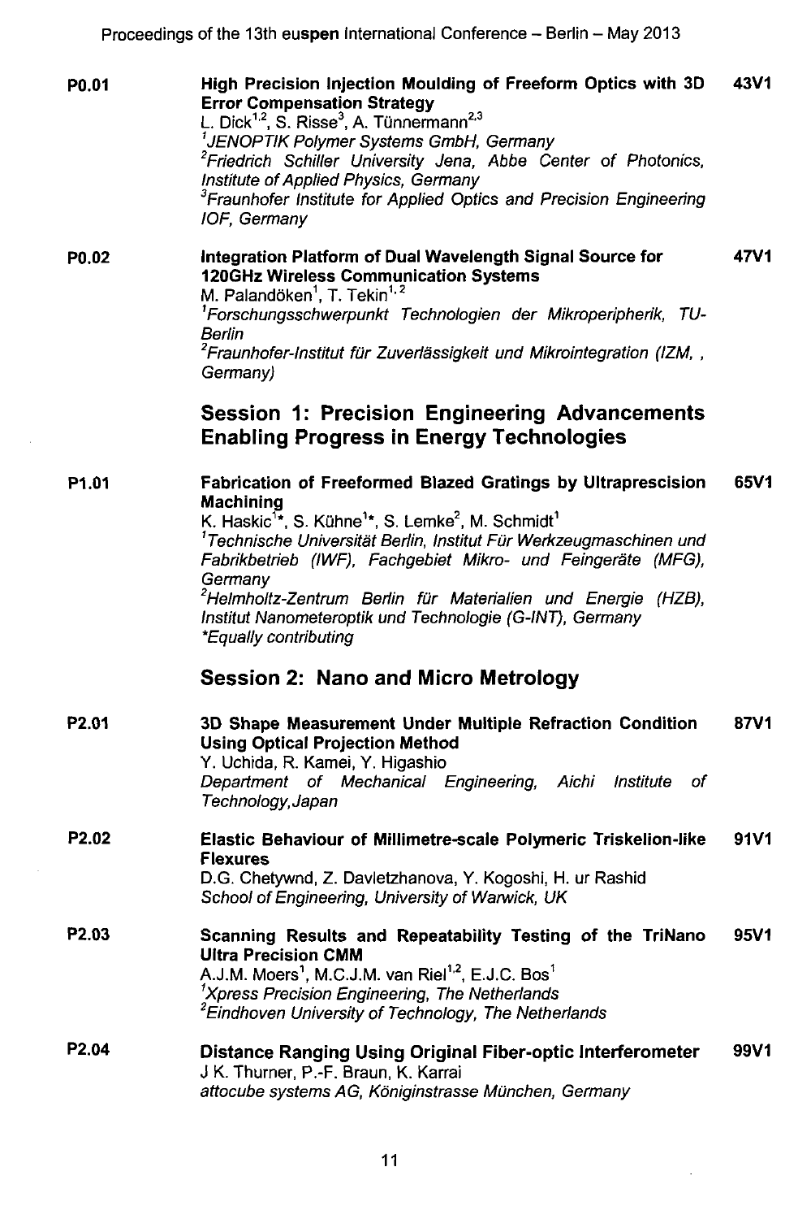**P0.01** **High Precision Injection Moulding of Freeform Optics with 3D Error Compensation Strategy** **43V1**
L. Dick[1,2], S. Risse[3], A. Tünnermann[2,3]
*[1]JENOPTIK Polymer Systems GmbH, Germany*
*[2]Friedrich Schiller University Jena, Abbe Center of Photonics, Institute of Applied Physics, Germany*
*[3]Fraunhofer Institute for Applied Optics and Precision Engineering IOF, Germany*

**P0.02** **Integration Platform of Dual Wavelength Signal Source for 120GHz Wireless Communication Systems** **47V1**
M. Palandöken[1], T. Tekin[1,2]
*[1]Forschungsschwerpunkt Technologien der Mikroperipherik, TU-Berlin*
*[2]Fraunhofer-Institut für Zuverlässigkeit und Mikrointegration (IZM, , Germany)*

## Session 1: Precision Engineering Advancements Enabling Progress in Energy Technologies

**P1.01** **Fabrication of Freeformed Blazed Gratings by Ultraprescision Machining** **65V1**
K. Haskic[1*], S. Kühne[1*], S. Lemke[2], M. Schmidt[1]
*[1]Technische Universität Berlin, Institut Für Werkzeugmaschinen und Fabrikbetrieb (IWF), Fachgebiet Mikro- und Feingeräte (MFG), Germany*
*[2]Helmholtz-Zentrum Berlin für Materialien und Energie (HZB), Institut Nanometeroptik und Technologie (G-INT), Germany*
**Equally contributing*

## Session 2: Nano and Micro Metrology

**P2.01** **3D Shape Measurement Under Multiple Refraction Condition Using Optical Projection Method** **87V1**
Y. Uchida, R. Kamei, Y. Higashio
*Department of Mechanical Engineering, Aichi Institute of Technology, Japan*

**P2.02** **Elastic Behaviour of Millimetre-scale Polymeric Triskelion-like Flexures** **91V1**
D.G. Chetywnd, Z. Davletzhanova, Y. Kogoshi, H. ur Rashid
*School of Engineering, University of Warwick, UK*

**P2.03** **Scanning Results and Repeatability Testing of the TriNano Ultra Precision CMM** **95V1**
A.J.M. Moers[1], M.C.J.M. van Riel[1,2], E.J.C. Bos[1]
*[1]Xpress Precision Engineering, The Netherlands*
*[2]Eindhoven University of Technology, The Netherlands*

**P2.04** **Distance Ranging Using Original Fiber-optic Interferometer** **99V1**
J K. Thurner, P.-F. Braun, K. Karrai
*attocube systems AG, Königinstrasse München, Germany*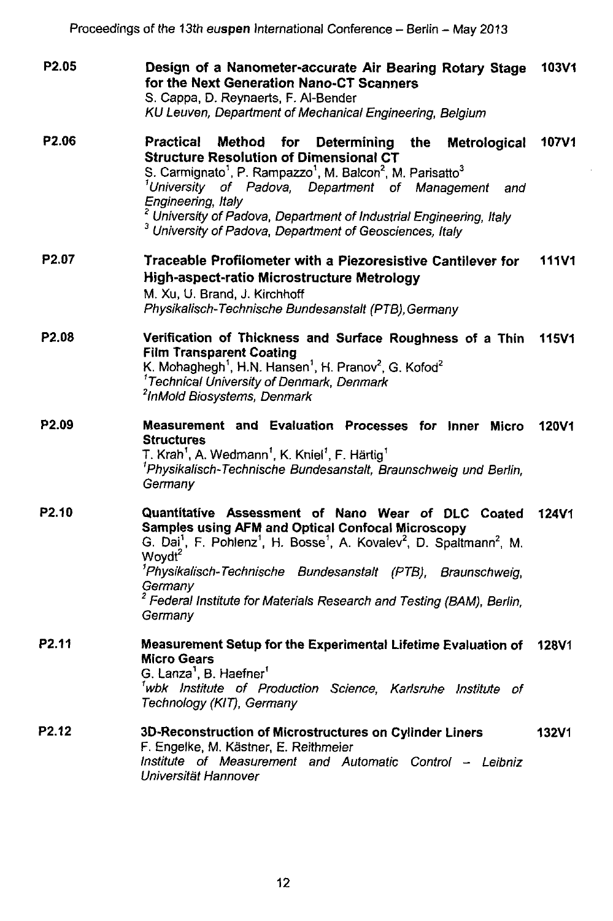| | | |
|---|---|---|
| P2.05 | **Design of a Nanometer-accurate Air Bearing Rotary Stage for the Next Generation Nano-CT Scanners**<br>S. Cappa, D. Reynaerts, F. Al-Bender<br>*KU Leuven, Department of Mechanical Engineering, Belgium* | **103V1** |
| P2.06 | **Practical Method for Determining the Metrological Structure Resolution of Dimensional CT**<br>S. Carmignato[1], P. Rampazzo[1], M. Balcon[2], M. Parisatto[3]<br>[1]*University of Padova, Department of Management and Engineering, Italy*<br>[2] *University of Padova, Department of Industrial Engineering, Italy*<br>[3] *University of Padova, Department of Geosciences, Italy* | **107V1** |
| P2.07 | **Traceable Profilometer with a Piezoresistive Cantilever for High-aspect-ratio Microstructure Metrology**<br>M. Xu, U. Brand, J. Kirchhoff<br>*Physikalisch-Technische Bundesanstalt (PTB), Germany* | **111V1** |
| P2.08 | **Verification of Thickness and Surface Roughness of a Thin Film Transparent Coating**<br>K. Mohaghegh[1], H.N. Hansen[1], H. Pranov[2], G. Kofod[2]<br>[1]*Technical University of Denmark, Denmark*<br>[2]*InMold Biosystems, Denmark* | **115V1** |
| P2.09 | **Measurement and Evaluation Processes for Inner Micro Structures**<br>T. Krah[1], A. Wedmann[1], K. Kniel[1], F. Härtig[1]<br>[1]*Physikalisch-Technische Bundesanstalt, Braunschweig und Berlin, Germany* | **120V1** |
| P2.10 | **Quantitative Assessment of Nano Wear of DLC Coated Samples using AFM and Optical Confocal Microscopy**<br>G. Dai[1], F. Pohlenz[1], H. Bosse[1], A. Kovalev[2], D. Spaltmann[2], M. Woydt[2]<br>[1]*Physikalisch-Technische Bundesanstalt (PTB), Braunschweig, Germany*<br>[2] *Federal Institute for Materials Research and Testing (BAM), Berlin, Germany* | **124V1** |
| P2.11 | **Measurement Setup for the Experimental Lifetime Evaluation of Micro Gears**<br>G. Lanza[1], B. Haefner[1]<br>[1]*wbk Institute of Production Science, Karlsruhe Institute of Technology (KIT), Germany* | **128V1** |
| P2.12 | **3D-Reconstruction of Microstructures on Cylinder Liners**<br>F. Engelke, M. Kästner, E. Reithmeier<br>*Institute of Measurement and Automatic Control – Leibniz Universität Hannover* | **132V1** |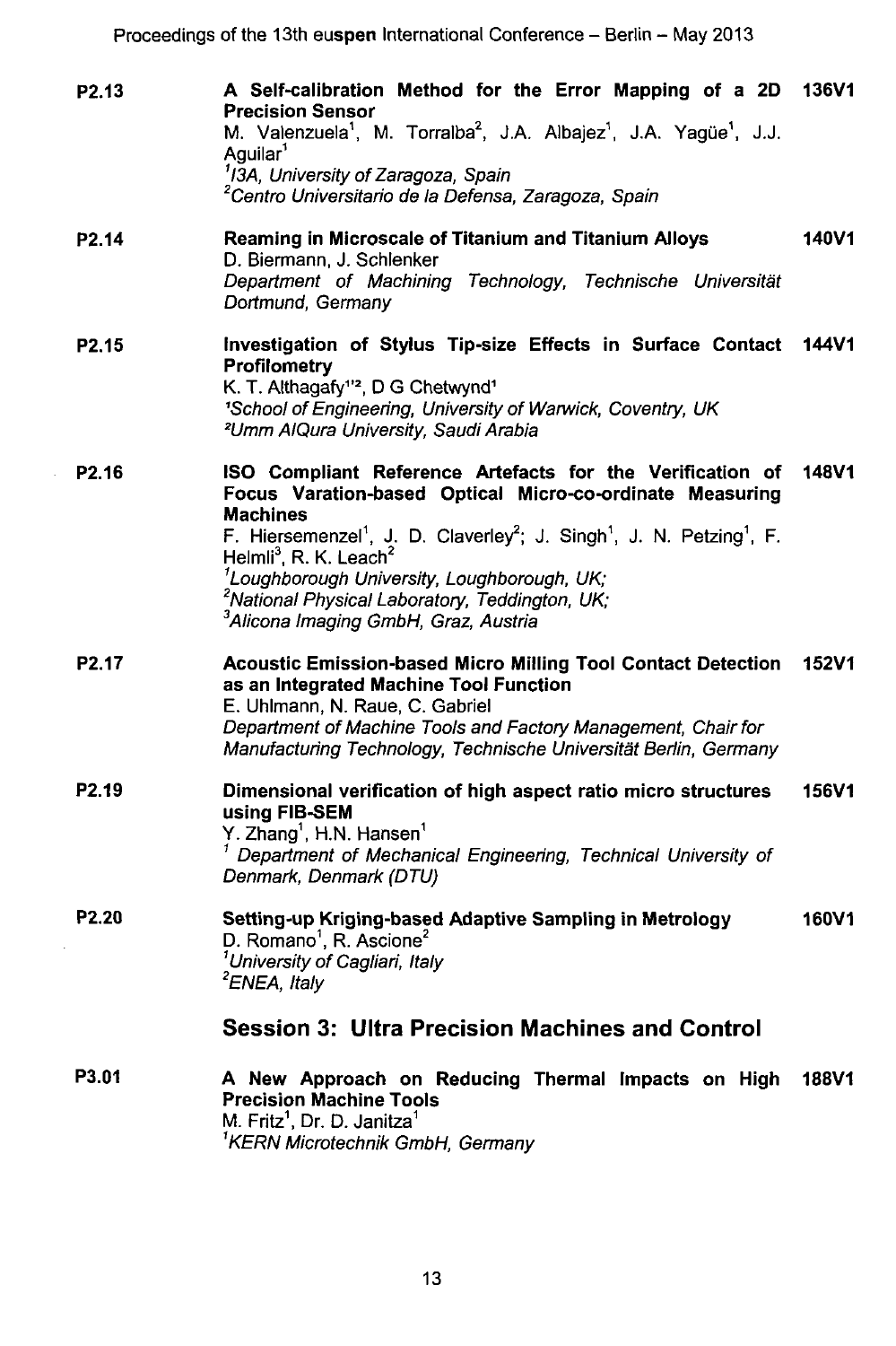**P2.13** **A Self-calibration Method for the Error Mapping of a 2D Precision Sensor** **136V1**
M. Valenzuela[1], M. Torralba[2], J.A. Albajez[1], J.A. Yagüe[1], J.J. Aguilar[1]
*[1]I3A, University of Zaragoza, Spain*
*[2]Centro Universitario de la Defensa, Zaragoza, Spain*

**P2.14** **Reaming in Microscale of Titanium and Titanium Alloys** **140V1**
D. Biermann, J. Schlenker
*Department of Machining Technology, Technische Universität Dortmund, Germany*

**P2.15** **Investigation of Stylus Tip-size Effects in Surface Contact Profilometry** **144V1**
K. T. Althagafy[1,2], D G Chetwynd[1]
*[1]School of Engineering, University of Warwick, Coventry, UK*
*[2]Umm AlQura University, Saudi Arabia*

**P2.16** **ISO Compliant Reference Artefacts for the Verification of Focus Varation-based Optical Micro-co-ordinate Measuring Machines** **148V1**
F. Hiersemenzel[1], J. D. Claverley[2]; J. Singh[1], J. N. Petzing[1], F. Helmli[3], R. K. Leach[2]
*[1]Loughborough University, Loughborough, UK;*
*[2]National Physical Laboratory, Teddington, UK;*
*[3]Alicona Imaging GmbH, Graz, Austria*

**P2.17** **Acoustic Emission-based Micro Milling Tool Contact Detection as an Integrated Machine Tool Function** **152V1**
E. Uhlmann, N. Raue, C. Gabriel
*Department of Machine Tools and Factory Management, Chair for Manufacturing Technology, Technische Universität Berlin, Germany*

**P2.19** **Dimensional verification of high aspect ratio micro structures using FIB-SEM** **156V1**
Y. Zhang[1], H.N. Hansen[1]
*[1] Department of Mechanical Engineering, Technical University of Denmark, Denmark (DTU)*

**P2.20** **Setting-up Kriging-based Adaptive Sampling in Metrology** **160V1**
D. Romano[1], R. Ascione[2]
*[1]University of Cagliari, Italy*
*[2]ENEA, Italy*

## Session 3: Ultra Precision Machines and Control

**P3.01** **A New Approach on Reducing Thermal Impacts on High Precision Machine Tools** **188V1**
M. Fritz[1], Dr. D. Janitza[1]
*[1]KERN Microtechnik GmbH, Germany*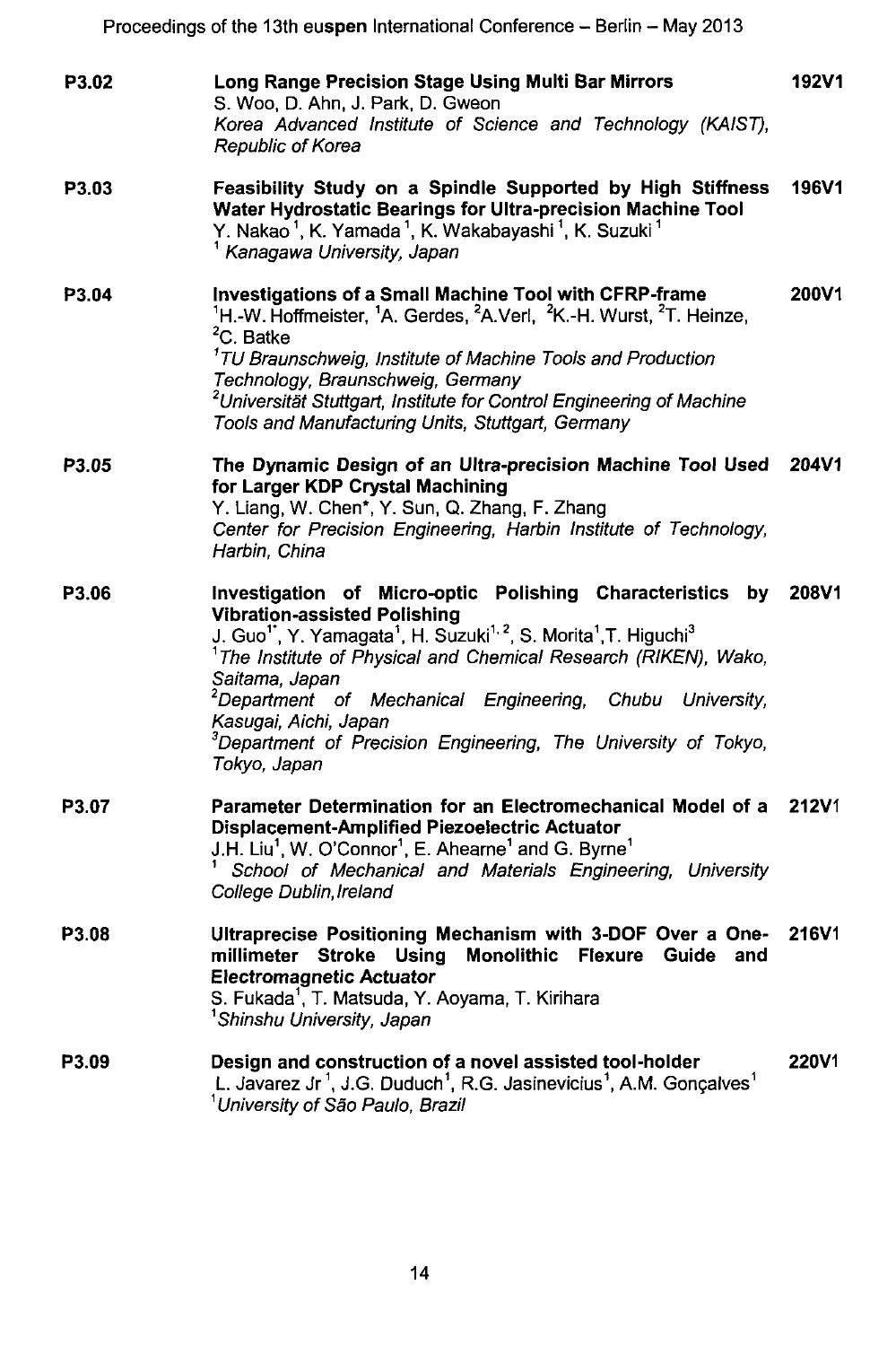**P3.02** **Long Range Precision Stage Using Multi Bar Mirrors** **192V1**
S. Woo, D. Ahn, J. Park, D. Gweon
*Korea Advanced Institute of Science and Technology (KAIST), Republic of Korea*

**P3.03** **Feasibility Study on a Spindle Supported by High Stiffness Water Hydrostatic Bearings for Ultra-precision Machine Tool** **196V1**
Y. Nakao [1], K. Yamada [1], K. Wakabayashi [1], K. Suzuki [1]
[1] *Kanagawa University, Japan*

**P3.04** **Investigations of a Small Machine Tool with CFRP-frame** **200V1**
[1]H.-W. Hoffmeister, [1]A. Gerdes, [2]A.Verl, [2]K.-H. Wurst, [2]T. Heinze, [2]C. Batke
[1]*TU Braunschweig, Institute of Machine Tools and Production Technology, Braunschweig, Germany*
[2]*Universität Stuttgart, Institute for Control Engineering of Machine Tools and Manufacturing Units, Stuttgart, Germany*

**P3.05** **The Dynamic Design of an Ultra-precision Machine Tool Used for Larger KDP Crystal Machining** **204V1**
Y. Liang, W. Chen*, Y. Sun, Q. Zhang, F. Zhang
*Center for Precision Engineering, Harbin Institute of Technology, Harbin, China*

**P3.06** **Investigation of Micro-optic Polishing Characteristics by Vibration-assisted Polishing** **208V1**
J. Guo[1*], Y. Yamagata[1], H. Suzuki[1,2], S. Morita[1], T. Higuchi[3]
[1]*The Institute of Physical and Chemical Research (RIKEN), Wako, Saitama, Japan*
[2]*Department of Mechanical Engineering, Chubu University, Kasugai, Aichi, Japan*
[3]*Department of Precision Engineering, The University of Tokyo, Tokyo, Japan*

**P3.07** **Parameter Determination for an Electromechanical Model of a Displacement-Amplified Piezoelectric Actuator** **212V1**
J.H. Liu[1], W. O'Connor[1], E. Ahearne[1] and G. Byrne[1]
[1] *School of Mechanical and Materials Engineering, University College Dublin, Ireland*

**P3.08** **Ultraprecise Positioning Mechanism with 3-DOF Over a One-millimeter Stroke Using Monolithic Flexure Guide and Electromagnetic Actuator** **216V1**
S. Fukada[1], T. Matsuda, Y. Aoyama, T. Kirihara
[1]*Shinshu University, Japan*

**P3.09** **Design and construction of a novel assisted tool-holder** **220V1**
L. Javarez Jr [1], J.G. Duduch[1], R.G. Jasinevicius[1], A.M. Gonçalves[1]
[1]*University of São Paulo, Brazil*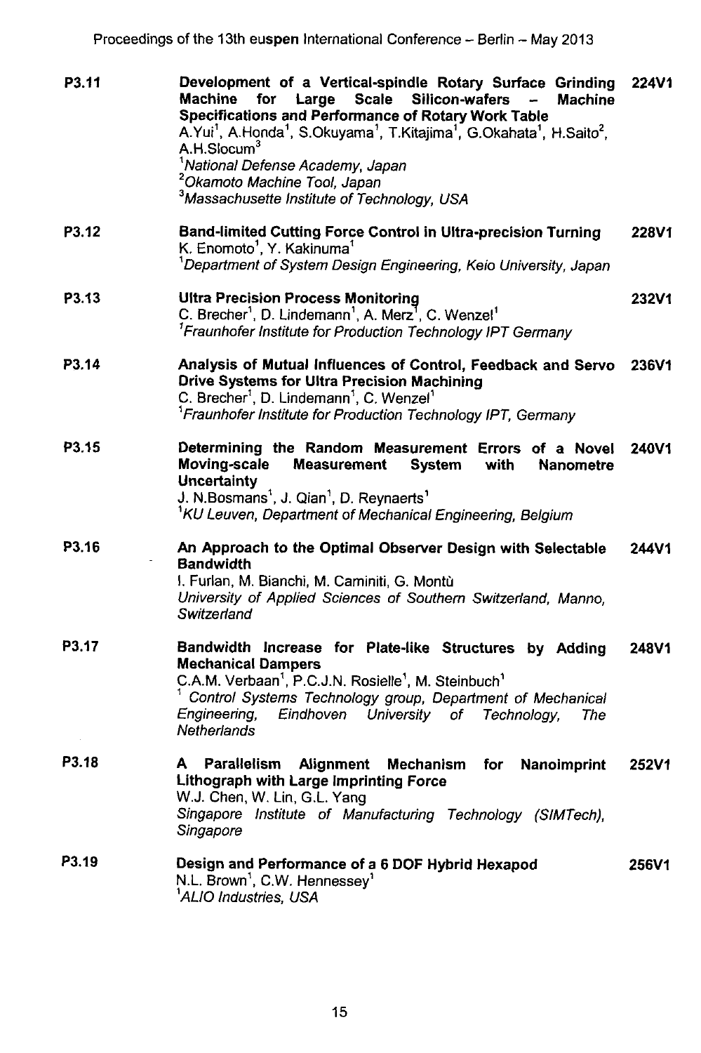| | | |
|---|---|---|
| P3.11 | **Development of a Vertical-spindle Rotary Surface Grinding Machine for Large Scale Silicon-wafers – Machine Specifications and Performance of Rotary Work Table**<br>A.Yui[1], A.Honda[1], S.Okuyama[1], T.Kitajima[1], G.Okahata[1], H.Saito[2], A.H.Slocum[3]<br>[1]*National Defense Academy, Japan*<br>[2]*Okamoto Machine Tool, Japan*<br>[3]*Massachusette Institute of Technology, USA* | 224V1 |
| P3.12 | **Band-limited Cutting Force Control in Ultra-precision Turning**<br>K. Enomoto[1], Y. Kakinuma[1]<br>[1]*Department of System Design Engineering, Keio University, Japan* | 228V1 |
| P3.13 | **Ultra Precision Process Monitoring**<br>C. Brecher[1], D. Lindemann[1], A. Merz[1], C. Wenzel[1]<br>[1]*Fraunhofer Institute for Production Technology IPT Germany* | 232V1 |
| P3.14 | **Analysis of Mutual Influences of Control, Feedback and Servo Drive Systems for Ultra Precision Machining**<br>C. Brecher[1], D. Lindemann[1], C. Wenzel[1]<br>[1]*Fraunhofer Institute for Production Technology IPT, Germany* | 236V1 |
| P3.15 | **Determining the Random Measurement Errors of a Novel Moving-scale Measurement System with Nanometre Uncertainty**<br>J. N.Bosmans[1], J. Qian[1], D. Reynaerts[1]<br>[1]*KU Leuven, Department of Mechanical Engineering, Belgium* | 240V1 |
| P3.16 | **An Approach to the Optimal Observer Design with Selectable Bandwidth**<br>I. Furlan, M. Bianchi, M. Caminiti, G. Montù<br>*University of Applied Sciences of Southern Switzerland, Manno, Switzerland* | 244V1 |
| P3.17 | **Bandwidth Increase for Plate-like Structures by Adding Mechanical Dampers**<br>C.A.M. Verbaan[1], P.C.J.N. Rosielle[1], M. Steinbuch[1]<br>[1] *Control Systems Technology group, Department of Mechanical Engineering, Eindhoven University of Technology, The Netherlands* | 248V1 |
| P3.18 | **A Parallelism Alignment Mechanism for Nanoimprint Lithograph with Large Imprinting Force**<br>W.J. Chen, W. Lin, G.L. Yang<br>*Singapore Institute of Manufacturing Technology (SIMTech), Singapore* | 252V1 |
| P3.19 | **Design and Performance of a 6 DOF Hybrid Hexapod**<br>N.L. Brown[1], C.W. Hennessey[1]<br>[1]*ALIO Industries, USA* | 256V1 |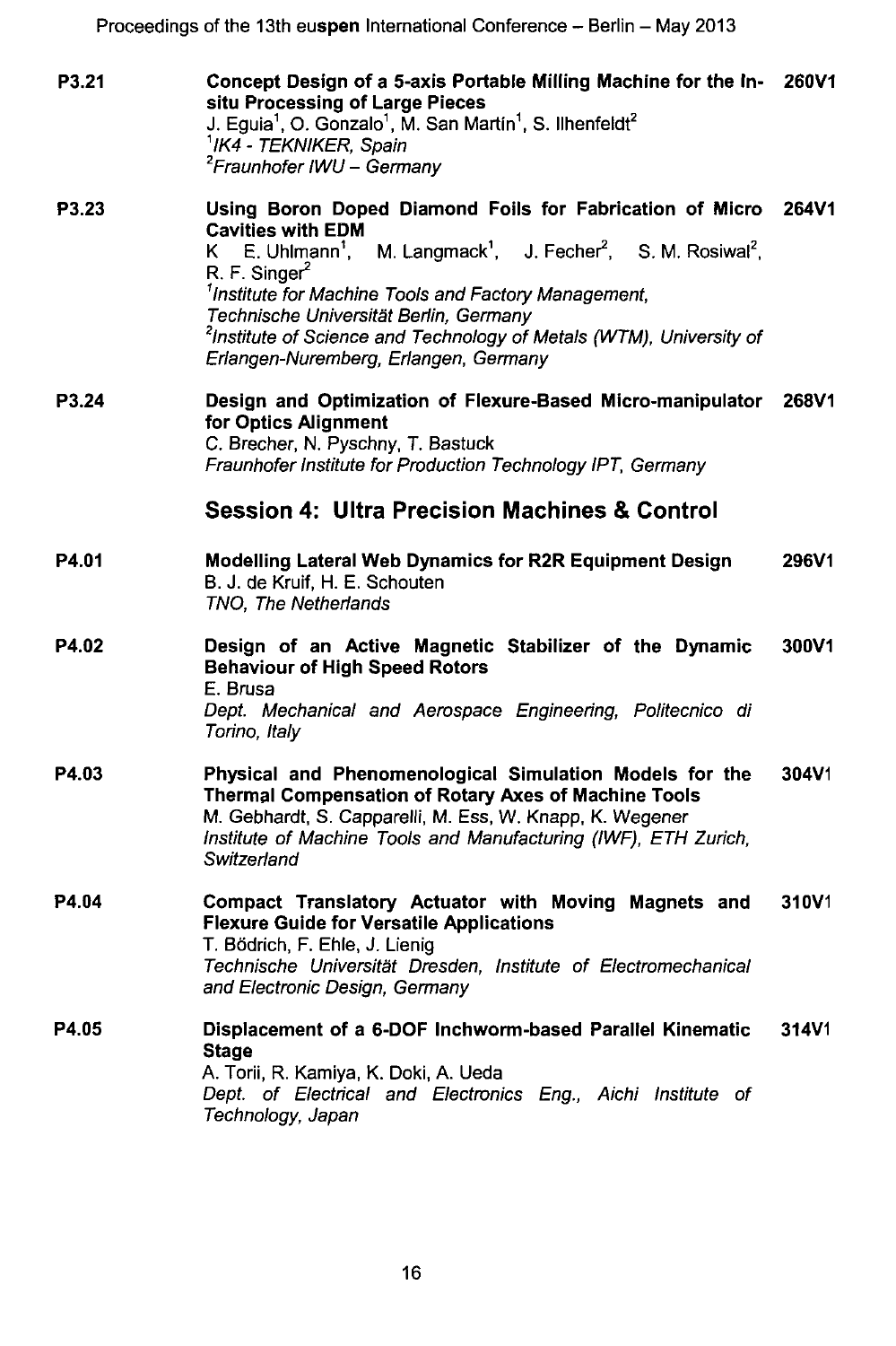**P3.21** **Concept Design of a 5-axis Portable Milling Machine for the In-situ Processing of Large Pieces** **260V1**
J. Eguia[1], O. Gonzalo[1], M. San Martín[1], S. Ilhenfeldt[2]
*[1]IK4 - TEKNIKER, Spain*
*[2]Fraunhofer IWU – Germany*

**P3.23** **Using Boron Doped Diamond Foils for Fabrication of Micro Cavities with EDM** **264V1**
K E. Uhlmann[1], M. Langmack[1], J. Fecher[2], S. M. Rosiwal[2], R. F. Singer[2]
*[1]Institute for Machine Tools and Factory Management, Technische Universität Berlin, Germany*
*[2]Institute of Science and Technology of Metals (WTM), University of Erlangen-Nuremberg, Erlangen, Germany*

**P3.24** **Design and Optimization of Flexure-Based Micro-manipulator for Optics Alignment** **268V1**
C. Brecher, N. Pyschny, T. Bastuck
*Fraunhofer Institute for Production Technology IPT, Germany*

## Session 4: Ultra Precision Machines & Control

**P4.01** **Modelling Lateral Web Dynamics for R2R Equipment Design** **296V1**
B. J. de Kruif, H. E. Schouten
*TNO, The Netherlands*

**P4.02** **Design of an Active Magnetic Stabilizer of the Dynamic Behaviour of High Speed Rotors** **300V1**
E. Brusa
*Dept. Mechanical and Aerospace Engineering, Politecnico di Torino, Italy*

**P4.03** **Physical and Phenomenological Simulation Models for the Thermal Compensation of Rotary Axes of Machine Tools** **304V1**
M. Gebhardt, S. Capparelli, M. Ess, W. Knapp, K. Wegener
*Institute of Machine Tools and Manufacturing (IWF), ETH Zurich, Switzerland*

**P4.04** **Compact Translatory Actuator with Moving Magnets and Flexure Guide for Versatile Applications** **310V1**
T. Bödrich, F. Ehle, J. Lienig
*Technische Universität Dresden, Institute of Electromechanical and Electronic Design, Germany*

**P4.05** **Displacement of a 6-DOF Inchworm-based Parallel Kinematic Stage** **314V1**
A. Torii, R. Kamiya, K. Doki, A. Ueda
*Dept. of Electrical and Electronics Eng., Aichi Institute of Technology, Japan*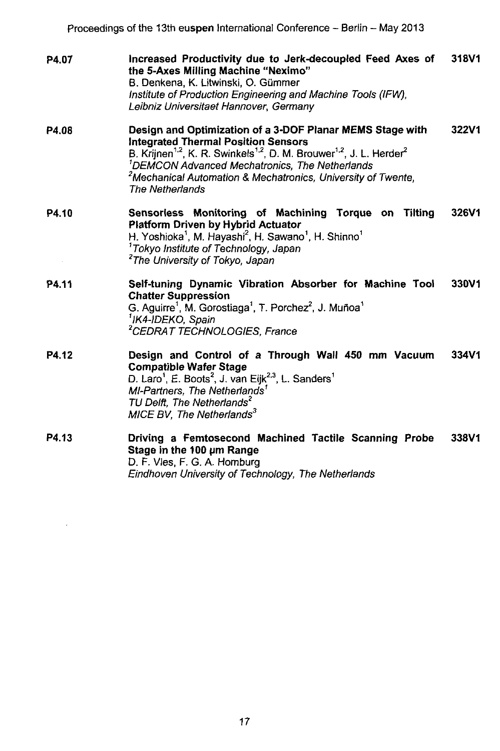**P4.07** **Increased Productivity due to Jerk-decoupled Feed Axes of the 5-Axes Milling Machine "Neximo"** **318V1**
B. Denkena, K. Litwinski, O. Gümmer
*Institute of Production Engineering and Machine Tools (IFW), Leibniz Universitaet Hannover, Germany*

**P4.08** **Design and Optimization of a 3-DOF Planar MEMS Stage with Integrated Thermal Position Sensors** **322V1**
B. Krijnen[1,2], K. R. Swinkels[1,2], D. M. Brouwer[1,2], J. L. Herder[2]
[1]*DEMCON Advanced Mechatronics, The Netherlands*
[2]*Mechanical Automation & Mechatronics, University of Twente, The Netherlands*

**P4.10** **Sensorless Monitoring of Machining Torque on Tilting Platform Driven by Hybrid Actuator** **326V1**
H. Yoshioka[1], M. Hayashi[2], H. Sawano[1], H. Shinno[1]
[1]*Tokyo Institute of Technology, Japan*
[2]*The University of Tokyo, Japan*

**P4.11** **Self-tuning Dynamic Vibration Absorber for Machine Tool Chatter Suppression** **330V1**
G. Aguirre[1], M. Gorostiaga[1], T. Porchez[2], J. Muñoa[1]
[1]*IK4-IDEKO, Spain*
[2]*CEDRAT TECHNOLOGIES, France*

**P4.12** **Design and Control of a Through Wall 450 mm Vacuum Compatible Wafer Stage** **334V1**
D. Laro[1], E. Boots[2], J. van Eijk[2,3], L. Sanders[1]
*MI-Partners, The Netherlands*[1]
*TU Delft, The Netherlands*[2]
*MICE BV, The Netherlands*[3]

**P4.13** **Driving a Femtosecond Machined Tactile Scanning Probe Stage in the 100 µm Range** **338V1**
D. F. Vles, F. G. A. Homburg
*Eindhoven University of Technology, The Netherlands*